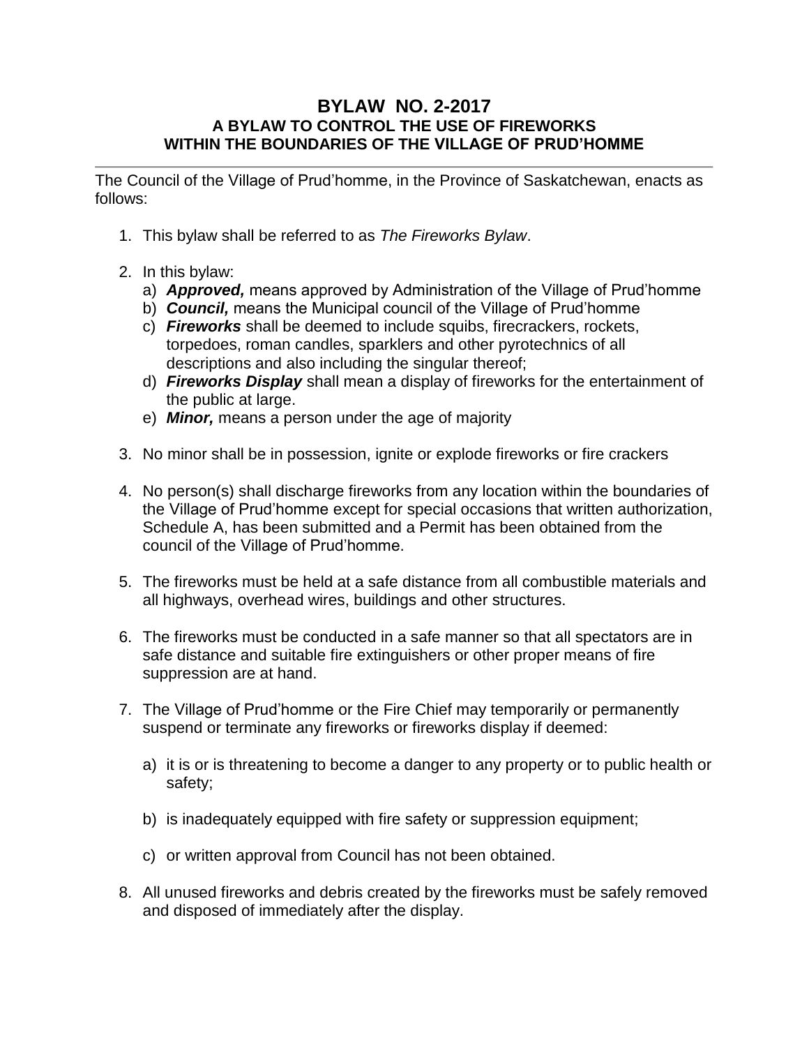# BYLAW NO. 2-2017
## A BYLAW TO CONTROL THE USE OF FIREWORKS WITHIN THE BOUNDARIES OF THE VILLAGE OF PRUD'HOMME

---

The Council of the Village of Prud'homme, in the Province of Saskatchewan, enacts as follows:

1. This bylaw shall be referred to as *The Fireworks Bylaw*.

2. In this bylaw:
   a) ***Approved,*** means approved by Administration of the Village of Prud'homme
   b) ***Council,*** means the Municipal council of the Village of Prud'homme
   c) ***Fireworks*** shall be deemed to include squibs, firecrackers, rockets, torpedoes, roman candles, sparklers and other pyrotechnics of all descriptions and also including the singular thereof;
   d) ***Fireworks Display*** shall mean a display of fireworks for the entertainment of the public at large.
   e) ***Minor,*** means a person under the age of majority

3. No minor shall be in possession, ignite or explode fireworks or fire crackers

4. No person(s) shall discharge fireworks from any location within the boundaries of the Village of Prud'homme except for special occasions that written authorization, Schedule A, has been submitted and a Permit has been obtained from the council of the Village of Prud'homme.

5. The fireworks must be held at a safe distance from all combustible materials and all highways, overhead wires, buildings and other structures.

6. The fireworks must be conducted in a safe manner so that all spectators are in safe distance and suitable fire extinguishers or other proper means of fire suppression are at hand.

7. The Village of Prud'homme or the Fire Chief may temporarily or permanently suspend or terminate any fireworks or fireworks display if deemed:

   a) it is or is threatening to become a danger to any property or to public health or safety;

   b) is inadequately equipped with fire safety or suppression equipment;

   c) or written approval from Council has not been obtained.

8. All unused fireworks and debris created by the fireworks must be safely removed and disposed of immediately after the display.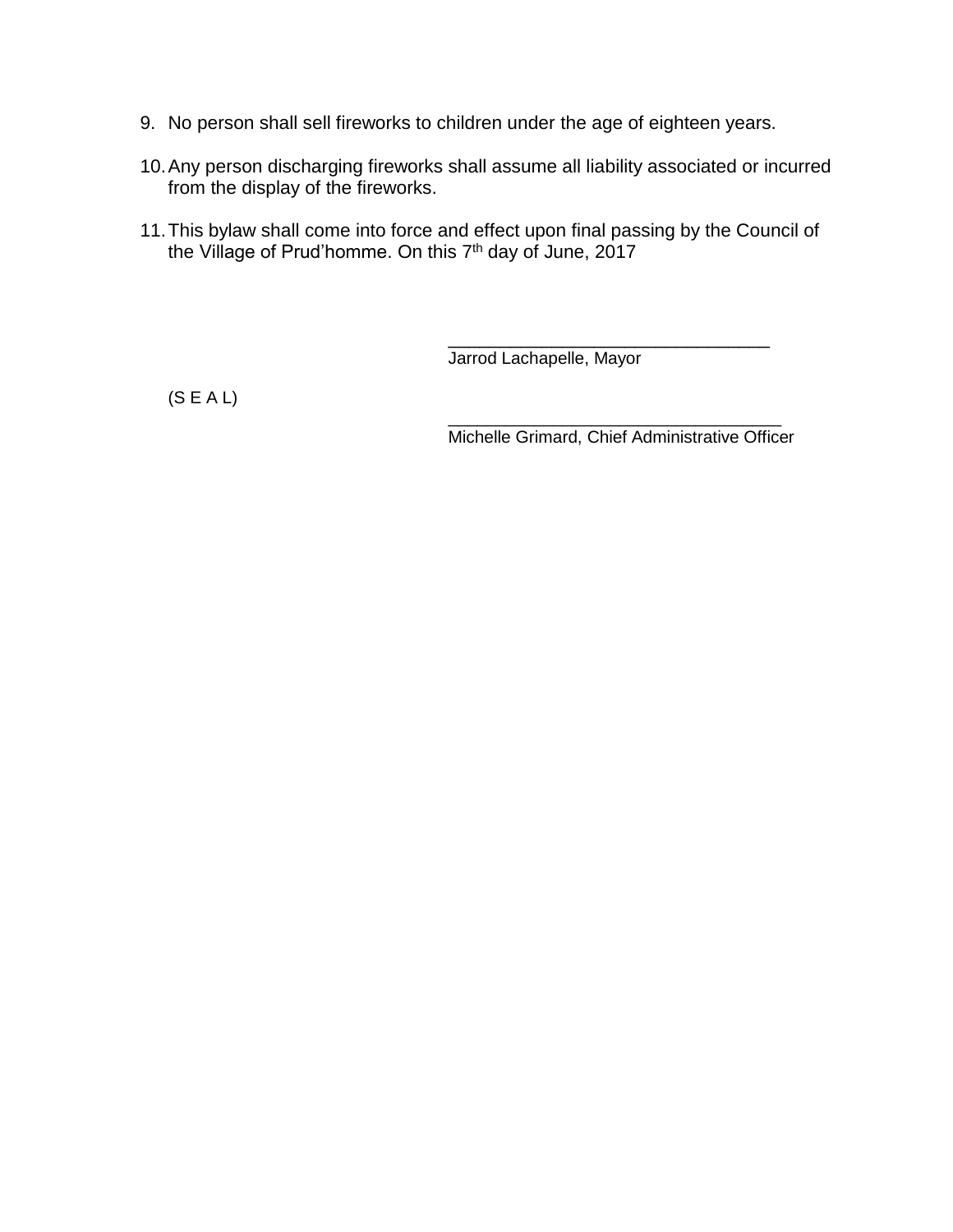9. No person shall sell fireworks to children under the age of eighteen years.

10. Any person discharging fireworks shall assume all liability associated or incurred from the display of the fireworks.

11. This bylaw shall come into force and effect upon final passing by the Council of the Village of Prud'homme. On this 7th day of June, 2017

_________________________________
Jarrod Lachapelle, Mayor

(S E A L)

_________________________________
Michelle Grimard, Chief Administrative Officer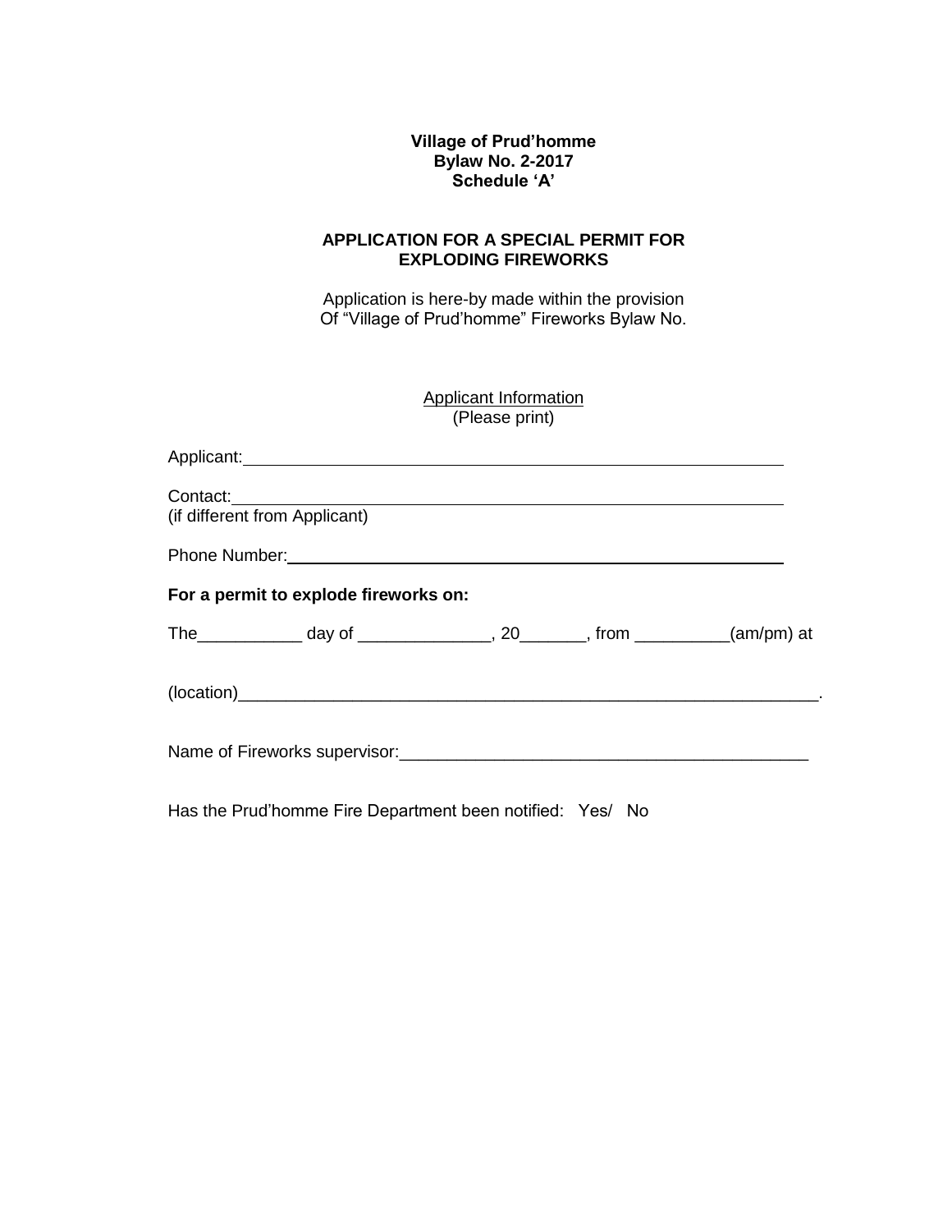**Village of Prud'homme**
**Bylaw No. 2-2017**
**Schedule 'A'**

**APPLICATION FOR A SPECIAL PERMIT FOR EXPLODING FIREWORKS**

Application is here-by made within the provision
Of "Village of Prud'homme" Fireworks Bylaw No.

Applicant Information
(Please print)

Applicant:\_\_\_\_\_\_\_\_\_\_\_\_\_\_\_\_\_\_\_\_\_\_\_\_\_\_\_\_\_\_\_\_\_\_\_\_\_\_\_\_\_\_\_\_\_\_\_\_\_\_\_\_

Contact:\_\_\_\_\_\_\_\_\_\_\_\_\_\_\_\_\_\_\_\_\_\_\_\_\_\_\_\_\_\_\_\_\_\_\_\_\_\_\_\_\_\_\_\_\_\_\_\_\_\_\_\_
(if different from Applicant)

Phone Number:\_\_\_\_\_\_\_\_\_\_\_\_\_\_\_\_\_\_\_\_\_\_\_\_\_\_\_\_\_\_\_\_\_\_\_\_\_\_\_\_\_\_\_\_\_\_\_\_

**For a permit to explode fireworks on:**

The\_\_\_\_\_\_\_\_\_\_\_ day of \_\_\_\_\_\_\_\_\_\_\_\_\_\_, 20\_\_\_\_\_\_\_, from \_\_\_\_\_\_\_\_\_\_(am/pm) at

(location)\_\_\_\_\_\_\_\_\_\_\_\_\_\_\_\_\_\_\_\_\_\_\_\_\_\_\_\_\_\_\_\_\_\_\_\_\_\_\_\_\_\_\_\_\_\_\_\_\_\_\_\_\_\_\_\_\_\_\_\_\_\_\_.

Name of Fireworks supervisor:\_\_\_\_\_\_\_\_\_\_\_\_\_\_\_\_\_\_\_\_\_\_\_\_\_\_\_\_\_\_\_\_\_\_\_\_\_\_\_\_\_\_\_

Has the Prud'homme Fire Department been notified: Yes/ No